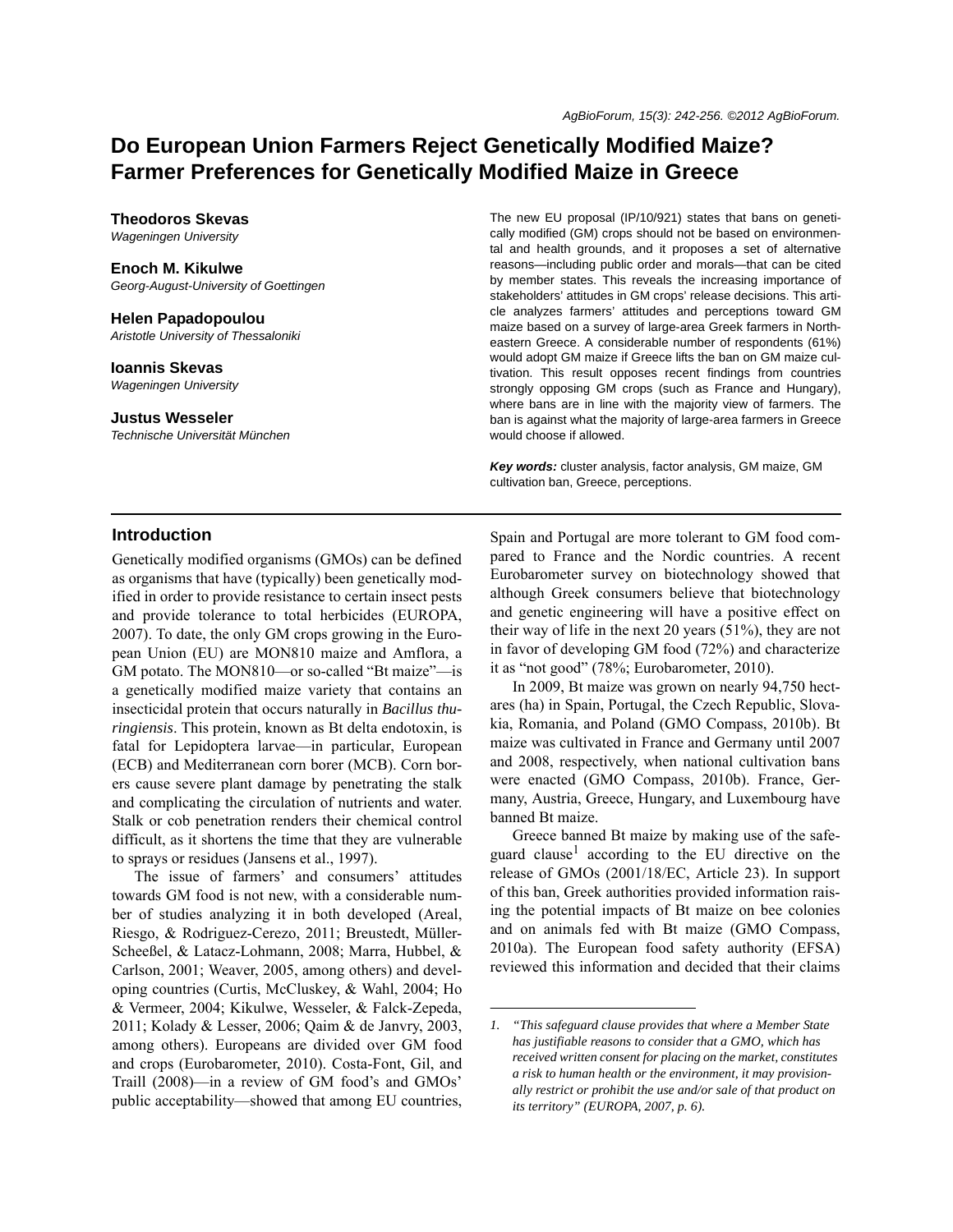# Do European Union Farmers Reject Genetically Modified Maize? Farmer Preferences for Genetically Modified Maize in Greece

**Theodoros Skevas**
*Wageningen University*

**Enoch M. Kikulwe**
*Georg-August-University of Goettingen*

**Helen Papadopoulou**
*Aristotle University of Thessaloniki*

**Ioannis Skevas**
*Wageningen University*

**Justus Wesseler**
*Technische Universität München*

The new EU proposal (IP/10/921) states that bans on genetically modified (GM) crops should not be based on environmental and health grounds, and it proposes a set of alternative reasons—including public order and morals—that can be cited by member states. This reveals the increasing importance of stakeholders' attitudes in GM crops' release decisions. This article analyzes farmers' attitudes and perceptions toward GM maize based on a survey of large-area Greek farmers in Northeastern Greece. A considerable number of respondents (61%) would adopt GM maize if Greece lifts the ban on GM maize cultivation. This result opposes recent findings from countries strongly opposing GM crops (such as France and Hungary), where bans are in line with the majority view of farmers. The ban is against what the majority of large-area farmers in Greece would choose if allowed.

***Key words:*** cluster analysis, factor analysis, GM maize, GM cultivation ban, Greece, perceptions.

## Introduction

Genetically modified organisms (GMOs) can be defined as organisms that have (typically) been genetically modified in order to provide resistance to certain insect pests and provide tolerance to total herbicides (EUROPA, 2007). To date, the only GM crops growing in the European Union (EU) are MON810 maize and Amflora, a GM potato. The MON810—or so-called "Bt maize"—is a genetically modified maize variety that contains an insecticidal protein that occurs naturally in *Bacillus thuringiensis*. This protein, known as Bt delta endotoxin, is fatal for Lepidoptera larvae—in particular, European (ECB) and Mediterranean corn borer (MCB). Corn borers cause severe plant damage by penetrating the stalk and complicating the circulation of nutrients and water. Stalk or cob penetration renders their chemical control difficult, as it shortens the time that they are vulnerable to sprays or residues (Jansens et al., 1997).

The issue of farmers' and consumers' attitudes towards GM food is not new, with a considerable number of studies analyzing it in both developed (Areal, Riesgo, & Rodriguez-Cerezo, 2011; Breustedt, Müller-Scheeßel, & Latacz-Lohmann, 2008; Marra, Hubbel, & Carlson, 2001; Weaver, 2005, among others) and developing countries (Curtis, McCluskey, & Wahl, 2004; Ho & Vermeer, 2004; Kikulwe, Wesseler, & Falck-Zepeda, 2011; Kolady & Lesser, 2006; Qaim & de Janvry, 2003, among others). Europeans are divided over GM food and crops (Eurobarometer, 2010). Costa-Font, Gil, and Traill (2008)—in a review of GM food's and GMOs' public acceptability—showed that among EU countries, Spain and Portugal are more tolerant to GM food compared to France and the Nordic countries. A recent Eurobarometer survey on biotechnology showed that although Greek consumers believe that biotechnology and genetic engineering will have a positive effect on their way of life in the next 20 years (51%), they are not in favor of developing GM food (72%) and characterize it as "not good" (78%; Eurobarometer, 2010).

In 2009, Bt maize was grown on nearly 94,750 hectares (ha) in Spain, Portugal, the Czech Republic, Slovakia, Romania, and Poland (GMO Compass, 2010b). Bt maize was cultivated in France and Germany until 2007 and 2008, respectively, when national cultivation bans were enacted (GMO Compass, 2010b). France, Germany, Austria, Greece, Hungary, and Luxembourg have banned Bt maize.

Greece banned Bt maize by making use of the safeguard clause[1] according to the EU directive on the release of GMOs (2001/18/EC, Article 23). In support of this ban, Greek authorities provided information raising the potential impacts of Bt maize on bee colonies and on animals fed with Bt maize (GMO Compass, 2010a). The European food safety authority (EFSA) reviewed this information and decided that their claims

1. *"This safeguard clause provides that where a Member State has justifiable reasons to consider that a GMO, which has received written consent for placing on the market, constitutes a risk to human health or the environment, it may provisionally restrict or prohibit the use and/or sale of that product on its territory" (EUROPA, 2007, p. 6).*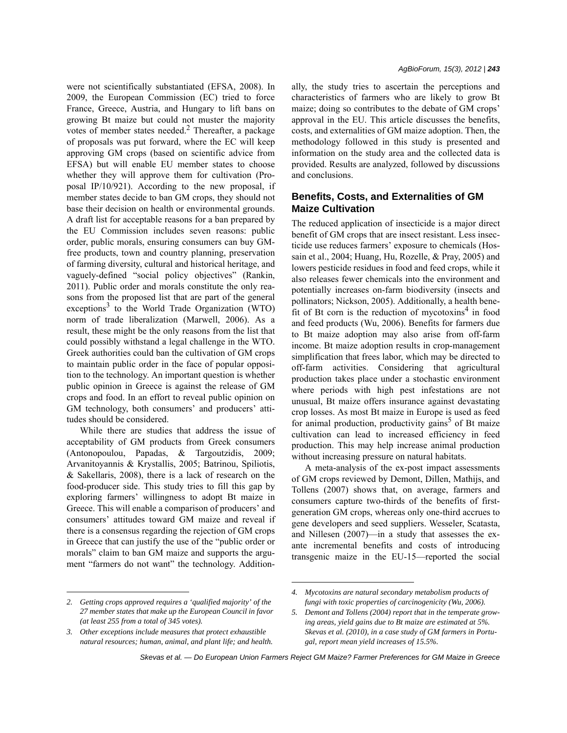were not scientifically substantiated (EFSA, 2008). In 2009, the European Commission (EC) tried to force France, Greece, Austria, and Hungary to lift bans on growing Bt maize but could not muster the majority votes of member states needed.[2] Thereafter, a package of proposals was put forward, where the EC will keep approving GM crops (based on scientific advice from EFSA) but will enable EU member states to choose whether they will approve them for cultivation (Proposal IP/10/921). According to the new proposal, if member states decide to ban GM crops, they should not base their decision on health or environmental grounds. A draft list for acceptable reasons for a ban prepared by the EU Commission includes seven reasons: public order, public morals, ensuring consumers can buy GM-free products, town and country planning, preservation of farming diversity, cultural and historical heritage, and vaguely-defined "social policy objectives" (Rankin, 2011). Public order and morals constitute the only reasons from the proposed list that are part of the general exceptions[3] to the World Trade Organization (WTO) norm of trade liberalization (Marwell, 2006). As a result, these might be the only reasons from the list that could possibly withstand a legal challenge in the WTO. Greek authorities could ban the cultivation of GM crops to maintain public order in the face of popular opposition to the technology. An important question is whether public opinion in Greece is against the release of GM crops and food. In an effort to reveal public opinion on GM technology, both consumers' and producers' attitudes should be considered.

While there are studies that address the issue of acceptability of GM products from Greek consumers (Antonopoulou, Papadas, & Targoutzidis, 2009; Arvanitoyannis & Krystallis, 2005; Batrinou, Spiliotis, & Sakellaris, 2008), there is a lack of research on the food-producer side. This study tries to fill this gap by exploring farmers' willingness to adopt Bt maize in Greece. This will enable a comparison of producers' and consumers' attitudes toward GM maize and reveal if there is a consensus regarding the rejection of GM crops in Greece that can justify the use of the "public order or morals" claim to ban GM maize and supports the argument "farmers do not want" the technology. Additionally, the study tries to ascertain the perceptions and characteristics of farmers who are likely to grow Bt maize; doing so contributes to the debate of GM crops' approval in the EU. This article discusses the benefits, costs, and externalities of GM maize adoption. Then, the methodology followed in this study is presented and information on the study area and the collected data is provided. Results are analyzed, followed by discussions and conclusions.

## Benefits, Costs, and Externalities of GM Maize Cultivation

The reduced application of insecticide is a major direct benefit of GM crops that are insect resistant. Less insecticide use reduces farmers' exposure to chemicals (Hossain et al., 2004; Huang, Hu, Rozelle, & Pray, 2005) and lowers pesticide residues in food and feed crops, while it also releases fewer chemicals into the environment and potentially increases on-farm biodiversity (insects and pollinators; Nickson, 2005). Additionally, a health benefit of Bt corn is the reduction of mycotoxins[4] in food and feed products (Wu, 2006). Benefits for farmers due to Bt maize adoption may also arise from off-farm income. Bt maize adoption results in crop-management simplification that frees labor, which may be directed to off-farm activities. Considering that agricultural production takes place under a stochastic environment where periods with high pest infestations are not unusual, Bt maize offers insurance against devastating crop losses. As most Bt maize in Europe is used as feed for animal production, productivity gains[5] of Bt maize cultivation can lead to increased efficiency in feed production. This may help increase animal production without increasing pressure on natural habitats.

A meta-analysis of the ex-post impact assessments of GM crops reviewed by Demont, Dillen, Mathijs, and Tollens (2007) shows that, on average, farmers and consumers capture two-thirds of the benefits of first-generation GM crops, whereas only one-third accrues to gene developers and seed suppliers. Wesseler, Scatasta, and Nillesen (2007)—in a study that assesses the ex-ante incremental benefits and costs of introducing transgenic maize in the EU-15—reported the social

---

2. *Getting crops approved requires a 'qualified majority' of the 27 member states that make up the European Council in favor (at least 255 from a total of 345 votes).*

3. *Other exceptions include measures that protect exhaustible natural resources; human, animal, and plant life; and health.*

4. *Mycotoxins are natural secondary metabolism products of fungi with toxic properties of carcinogenicity (Wu, 2006).*

5. *Demont and Tollens (2004) report that in the temperate growing areas, yield gains due to Bt maize are estimated at 5%. Skevas et al. (2010), in a case study of GM farmers in Portugal, report mean yield increases of 15.5%.*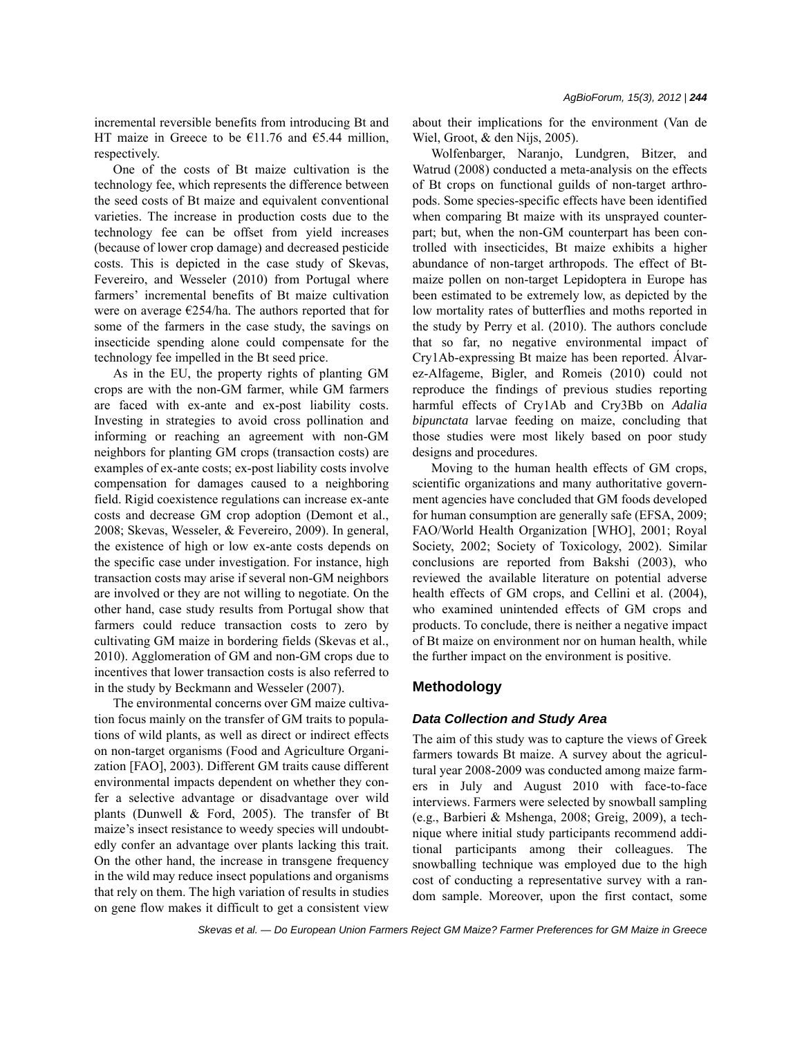incremental reversible benefits from introducing Bt and HT maize in Greece to be €11.76 and €5.44 million, respectively.

One of the costs of Bt maize cultivation is the technology fee, which represents the difference between the seed costs of Bt maize and equivalent conventional varieties. The increase in production costs due to the technology fee can be offset from yield increases (because of lower crop damage) and decreased pesticide costs. This is depicted in the case study of Skevas, Fevereiro, and Wesseler (2010) from Portugal where farmers' incremental benefits of Bt maize cultivation were on average €254/ha. The authors reported that for some of the farmers in the case study, the savings on insecticide spending alone could compensate for the technology fee impelled in the Bt seed price.

As in the EU, the property rights of planting GM crops are with the non-GM farmer, while GM farmers are faced with ex-ante and ex-post liability costs. Investing in strategies to avoid cross pollination and informing or reaching an agreement with non-GM neighbors for planting GM crops (transaction costs) are examples of ex-ante costs; ex-post liability costs involve compensation for damages caused to a neighboring field. Rigid coexistence regulations can increase ex-ante costs and decrease GM crop adoption (Demont et al., 2008; Skevas, Wesseler, & Fevereiro, 2009). In general, the existence of high or low ex-ante costs depends on the specific case under investigation. For instance, high transaction costs may arise if several non-GM neighbors are involved or they are not willing to negotiate. On the other hand, case study results from Portugal show that farmers could reduce transaction costs to zero by cultivating GM maize in bordering fields (Skevas et al., 2010). Agglomeration of GM and non-GM crops due to incentives that lower transaction costs is also referred to in the study by Beckmann and Wesseler (2007).

The environmental concerns over GM maize cultivation focus mainly on the transfer of GM traits to populations of wild plants, as well as direct or indirect effects on non-target organisms (Food and Agriculture Organization [FAO], 2003). Different GM traits cause different environmental impacts dependent on whether they confer a selective advantage or disadvantage over wild plants (Dunwell & Ford, 2005). The transfer of Bt maize's insect resistance to weedy species will undoubtedly confer an advantage over plants lacking this trait. On the other hand, the increase in transgene frequency in the wild may reduce insect populations and organisms that rely on them. The high variation of results in studies on gene flow makes it difficult to get a consistent view about their implications for the environment (Van de Wiel, Groot, & den Nijs, 2005).

Wolfenbarger, Naranjo, Lundgren, Bitzer, and Watrud (2008) conducted a meta-analysis on the effects of Bt crops on functional guilds of non-target arthropods. Some species-specific effects have been identified when comparing Bt maize with its unsprayed counterpart; but, when the non-GM counterpart has been controlled with insecticides, Bt maize exhibits a higher abundance of non-target arthropods. The effect of Bt-maize pollen on non-target Lepidoptera in Europe has been estimated to be extremely low, as depicted by the low mortality rates of butterflies and moths reported in the study by Perry et al. (2010). The authors conclude that so far, no negative environmental impact of Cry1Ab-expressing Bt maize has been reported. Álvarez-Alfageme, Bigler, and Romeis (2010) could not reproduce the findings of previous studies reporting harmful effects of Cry1Ab and Cry3Bb on *Adalia bipunctata* larvae feeding on maize, concluding that those studies were most likely based on poor study designs and procedures.

Moving to the human health effects of GM crops, scientific organizations and many authoritative government agencies have concluded that GM foods developed for human consumption are generally safe (EFSA, 2009; FAO/World Health Organization [WHO], 2001; Royal Society, 2002; Society of Toxicology, 2002). Similar conclusions are reported from Bakshi (2003), who reviewed the available literature on potential adverse health effects of GM crops, and Cellini et al. (2004), who examined unintended effects of GM crops and products. To conclude, there is neither a negative impact of Bt maize on environment nor on human health, while the further impact on the environment is positive.

## Methodology

### *Data Collection and Study Area*

The aim of this study was to capture the views of Greek farmers towards Bt maize. A survey about the agricultural year 2008-2009 was conducted among maize farmers in July and August 2010 with face-to-face interviews. Farmers were selected by snowball sampling (e.g., Barbieri & Mshenga, 2008; Greig, 2009), a technique where initial study participants recommend additional participants among their colleagues. The snowballing technique was employed due to the high cost of conducting a representative survey with a random sample. Moreover, upon the first contact, some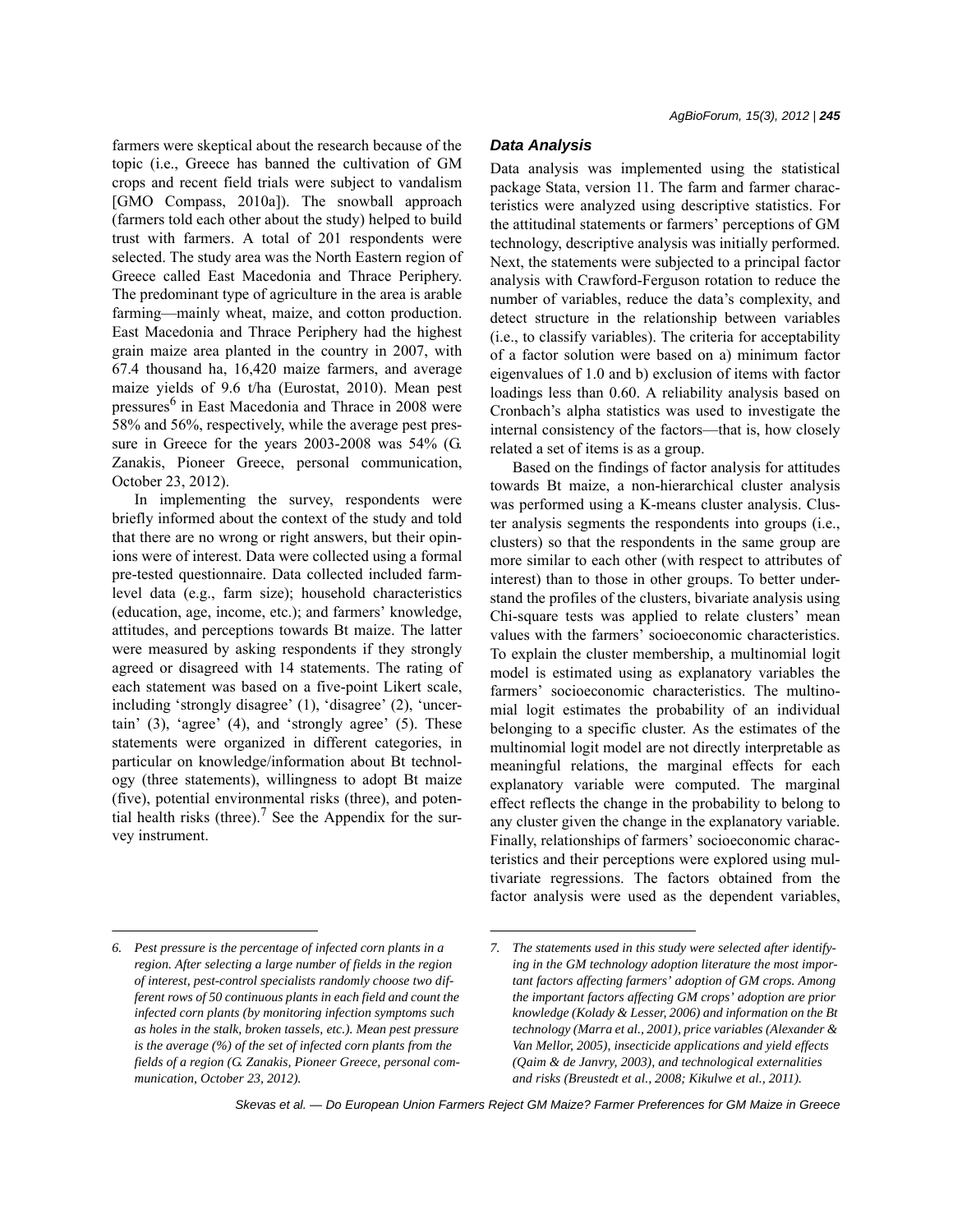farmers were skeptical about the research because of the topic (i.e., Greece has banned the cultivation of GM crops and recent field trials were subject to vandalism [GMO Compass, 2010a]). The snowball approach (farmers told each other about the study) helped to build trust with farmers. A total of 201 respondents were selected. The study area was the North Eastern region of Greece called East Macedonia and Thrace Periphery. The predominant type of agriculture in the area is arable farming—mainly wheat, maize, and cotton production. East Macedonia and Thrace Periphery had the highest grain maize area planted in the country in 2007, with 67.4 thousand ha, 16,420 maize farmers, and average maize yields of 9.6 t/ha (Eurostat, 2010). Mean pest pressures[6] in East Macedonia and Thrace in 2008 were 58% and 56%, respectively, while the average pest pressure in Greece for the years 2003-2008 was 54% (G. Zanakis, Pioneer Greece, personal communication, October 23, 2012).

In implementing the survey, respondents were briefly informed about the context of the study and told that there are no wrong or right answers, but their opinions were of interest. Data were collected using a formal pre-tested questionnaire. Data collected included farm-level data (e.g., farm size); household characteristics (education, age, income, etc.); and farmers' knowledge, attitudes, and perceptions towards Bt maize. The latter were measured by asking respondents if they strongly agreed or disagreed with 14 statements. The rating of each statement was based on a five-point Likert scale, including 'strongly disagree' (1), 'disagree' (2), 'uncertain' (3), 'agree' (4), and 'strongly agree' (5). These statements were organized in different categories, in particular on knowledge/information about Bt technology (three statements), willingness to adopt Bt maize (five), potential environmental risks (three), and potential health risks (three).[7] See the Appendix for the survey instrument.

### *Data Analysis*

Data analysis was implemented using the statistical package Stata, version 11. The farm and farmer characteristics were analyzed using descriptive statistics. For the attitudinal statements or farmers' perceptions of GM technology, descriptive analysis was initially performed. Next, the statements were subjected to a principal factor analysis with Crawford-Ferguson rotation to reduce the number of variables, reduce the data's complexity, and detect structure in the relationship between variables (i.e., to classify variables). The criteria for acceptability of a factor solution were based on a) minimum factor eigenvalues of 1.0 and b) exclusion of items with factor loadings less than 0.60. A reliability analysis based on Cronbach's alpha statistics was used to investigate the internal consistency of the factors—that is, how closely related a set of items is as a group.

Based on the findings of factor analysis for attitudes towards Bt maize, a non-hierarchical cluster analysis was performed using a K-means cluster analysis. Cluster analysis segments the respondents into groups (i.e., clusters) so that the respondents in the same group are more similar to each other (with respect to attributes of interest) than to those in other groups. To better understand the profiles of the clusters, bivariate analysis using Chi-square tests was applied to relate clusters' mean values with the farmers' socioeconomic characteristics. To explain the cluster membership, a multinomial logit model is estimated using as explanatory variables the farmers' socioeconomic characteristics. The multinomial logit estimates the probability of an individual belonging to a specific cluster. As the estimates of the multinomial logit model are not directly interpretable as meaningful relations, the marginal effects for each explanatory variable were computed. The marginal effect reflects the change in the probability to belong to any cluster given the change in the explanatory variable. Finally, relationships of farmers' socioeconomic characteristics and their perceptions were explored using multivariate regressions. The factors obtained from the factor analysis were used as the dependent variables,

---

*6. Pest pressure is the percentage of infected corn plants in a region. After selecting a large number of fields in the region of interest, pest-control specialists randomly choose two different rows of 50 continuous plants in each field and count the infected corn plants (by monitoring infection symptoms such as holes in the stalk, broken tassels, etc.). Mean pest pressure is the average (%) of the set of infected corn plants from the fields of a region (G. Zanakis, Pioneer Greece, personal communication, October 23, 2012).*

*7. The statements used in this study were selected after identifying in the GM technology adoption literature the most important factors affecting farmers' adoption of GM crops. Among the important factors affecting GM crops' adoption are prior knowledge (Kolady & Lesser, 2006) and information on the Bt technology (Marra et al., 2001), price variables (Alexander & Van Mellor, 2005), insecticide applications and yield effects (Qaim & de Janvry, 2003), and technological externalities and risks (Breustedt et al., 2008; Kikulwe et al., 2011).*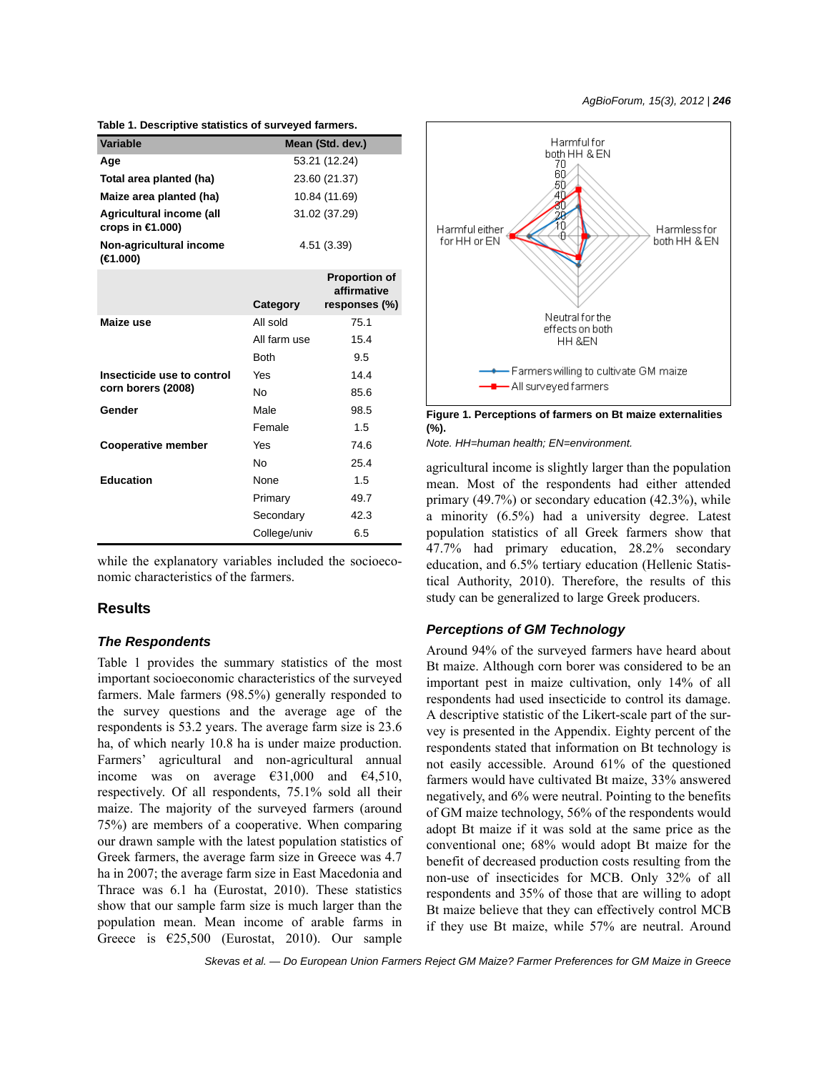**Table 1. Descriptive statistics of surveyed farmers.**

| Variable | | Mean (Std. dev.) |
|---|---|---|
| **Age** | | 53.21 (12.24) |
| **Total area planted (ha)** | | 23.60 (21.37) |
| **Maize area planted (ha)** | | 10.84 (11.69) |
| **Agricultural income (all crops in €1.000)** | | 31.02 (37.29) |
| **Non-agricultural income (€1.000)** | | 4.51 (3.39) |
| | **Category** | **Proportion of affirmative responses (%)** |
| **Maize use** | All sold | 75.1 |
| | All farm use | 15.4 |
| | Both | 9.5 |
| **Insecticide use to control corn borers (2008)** | Yes | 14.4 |
| | No | 85.6 |
| **Gender** | Male | 98.5 |
| | Female | 1.5 |
| **Cooperative member** | Yes | 74.6 |
| | No | 25.4 |
| **Education** | None | 1.5 |
| | Primary | 49.7 |
| | Secondary | 42.3 |
| | College/univ | 6.5 |

while the explanatory variables included the socioeconomic characteristics of the farmers.

## Results

### *The Respondents*

Table 1 provides the summary statistics of the most important socioeconomic characteristics of the surveyed farmers. Male farmers (98.5%) generally responded to the survey questions and the average age of the respondents is 53.2 years. The average farm size is 23.6 ha, of which nearly 10.8 ha is under maize production. Farmers' agricultural and non-agricultural annual income was on average €31,000 and €4,510, respectively. Of all respondents, 75.1% sold all their maize. The majority of the surveyed farmers (around 75%) are members of a cooperative. When comparing our drawn sample with the latest population statistics of Greek farmers, the average farm size in Greece was 4.7 ha in 2007; the average farm size in East Macedonia and Thrace was 6.1 ha (Eurostat, 2010). These statistics show that our sample farm size is much larger than the population mean. Mean income of arable farms in Greece is €25,500 (Eurostat, 2010). Our sample agricultural income is slightly larger than the population mean. Most of the respondents had either attended primary (49.7%) or secondary education (42.3%), while a minority (6.5%) had a university degree. Latest population statistics of all Greek farmers show that 47.7% had primary education, 28.2% secondary education, and 6.5% tertiary education (Hellenic Statistical Authority, 2010). Therefore, the results of this study can be generalized to large Greek producers.

**Figure 1. Perceptions of farmers on Bt maize externalities (%).**

*Note. HH=human health; EN=environment.*

### *Perceptions of GM Technology*

Around 94% of the surveyed farmers have heard about Bt maize. Although corn borer was considered to be an important pest in maize cultivation, only 14% of all respondents had used insecticide to control its damage. A descriptive statistic of the Likert-scale part of the survey is presented in the Appendix. Eighty percent of the respondents stated that information on Bt technology is not easily accessible. Around 61% of the questioned farmers would have cultivated Bt maize, 33% answered negatively, and 6% were neutral. Pointing to the benefits of GM maize technology, 56% of the respondents would adopt Bt maize if it was sold at the same price as the conventional one; 68% would adopt Bt maize for the benefit of decreased production costs resulting from the non-use of insecticides for MCB. Only 32% of all respondents and 35% of those that are willing to adopt Bt maize believe that they can effectively control MCB if they use Bt maize, while 57% are neutral. Around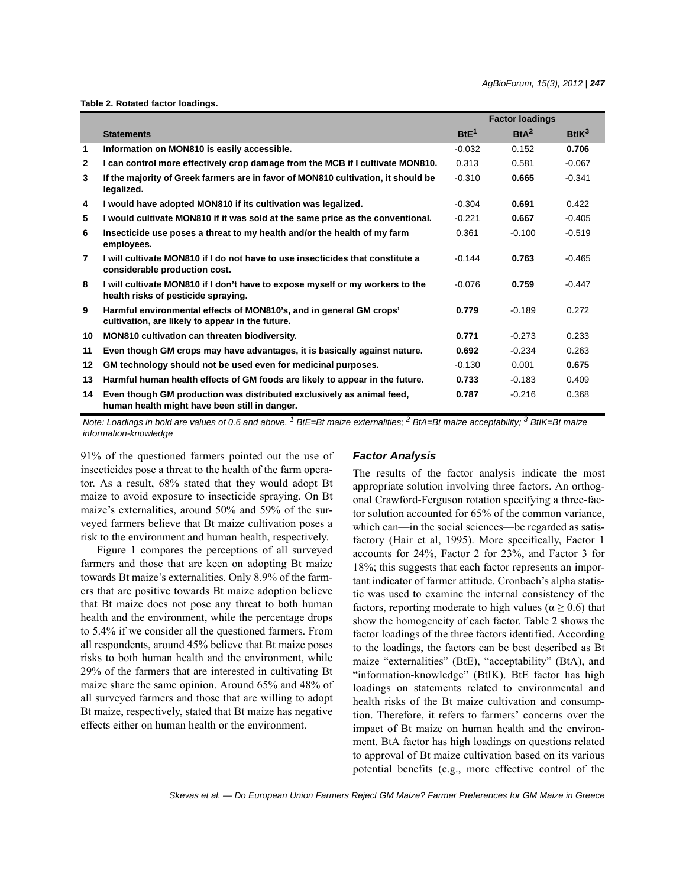**Table 2. Rotated factor loadings.**

| | Statements | Factor loadings | | |
|---|---|---|---|---|
| | | BtE[1] | BtA[2] | BtIK[3] |
| 1 | Information on MON810 is easily accessible. | -0.032 | 0.152 | **0.706** |
| 2 | I can control more effectively crop damage from the MCB if I cultivate MON810. | 0.313 | 0.581 | -0.067 |
| 3 | If the majority of Greek farmers are in favor of MON810 cultivation, it should be legalized. | -0.310 | **0.665** | -0.341 |
| 4 | I would have adopted MON810 if its cultivation was legalized. | -0.304 | **0.691** | 0.422 |
| 5 | I would cultivate MON810 if it was sold at the same price as the conventional. | -0.221 | **0.667** | -0.405 |
| 6 | Insecticide use poses a threat to my health and/or the health of my farm employees. | 0.361 | -0.100 | -0.519 |
| 7 | I will cultivate MON810 if I do not have to use insecticides that constitute a considerable production cost. | -0.144 | **0.763** | -0.465 |
| 8 | I will cultivate MON810 if I don't have to expose myself or my workers to the health risks of pesticide spraying. | -0.076 | **0.759** | -0.447 |
| 9 | Harmful environmental effects of MON810's, and in general GM crops' cultivation, are likely to appear in the future. | **0.779** | -0.189 | 0.272 |
| 10 | MON810 cultivation can threaten biodiversity. | **0.771** | -0.273 | 0.233 |
| 11 | Even though GM crops may have advantages, it is basically against nature. | **0.692** | -0.234 | 0.263 |
| 12 | GM technology should not be used even for medicinal purposes. | -0.130 | 0.001 | **0.675** |
| 13 | Harmful human health effects of GM foods are likely to appear in the future. | **0.733** | -0.183 | 0.409 |
| 14 | Even though GM production was distributed exclusively as animal feed, human health might have been still in danger. | **0.787** | -0.216 | 0.368 |

*Note: Loadings in bold are values of 0.6 and above. [1] BtE=Bt maize externalities; [2] BtA=Bt maize acceptability; [3] BtIK=Bt maize information-knowledge*

91% of the questioned farmers pointed out the use of insecticides pose a threat to the health of the farm operator. As a result, 68% stated that they would adopt Bt maize to avoid exposure to insecticide spraying. On Bt maize's externalities, around 50% and 59% of the surveyed farmers believe that Bt maize cultivation poses a risk to the environment and human health, respectively.

Figure 1 compares the perceptions of all surveyed farmers and those that are keen on adopting Bt maize towards Bt maize's externalities. Only 8.9% of the farmers that are positive towards Bt maize adoption believe that Bt maize does not pose any threat to both human health and the environment, while the percentage drops to 5.4% if we consider all the questioned farmers. From all respondents, around 45% believe that Bt maize poses risks to both human health and the environment, while 29% of the farmers that are interested in cultivating Bt maize share the same opinion. Around 65% and 48% of all surveyed farmers and those that are willing to adopt Bt maize, respectively, stated that Bt maize has negative effects either on human health or the environment.

### *Factor Analysis*

The results of the factor analysis indicate the most appropriate solution involving three factors. An orthogonal Crawford-Ferguson rotation specifying a three-factor solution accounted for 65% of the common variance, which can—in the social sciences—be regarded as satisfactory (Hair et al, 1995). More specifically, Factor 1 accounts for 24%, Factor 2 for 23%, and Factor 3 for 18%; this suggests that each factor represents an important indicator of farmer attitude. Cronbach's alpha statistic was used to examine the internal consistency of the factors, reporting moderate to high values ($\alpha \geq 0.6$) that show the homogeneity of each factor. Table 2 shows the factor loadings of the three factors identified. According to the loadings, the factors can be best described as Bt maize "externalities" (BtE), "acceptability" (BtA), and "information-knowledge" (BtIK). BtE factor has high loadings on statements related to environmental and health risks of the Bt maize cultivation and consumption. Therefore, it refers to farmers' concerns over the impact of Bt maize on human health and the environment. BtA factor has high loadings on questions related to approval of Bt maize cultivation based on its various potential benefits (e.g., more effective control of the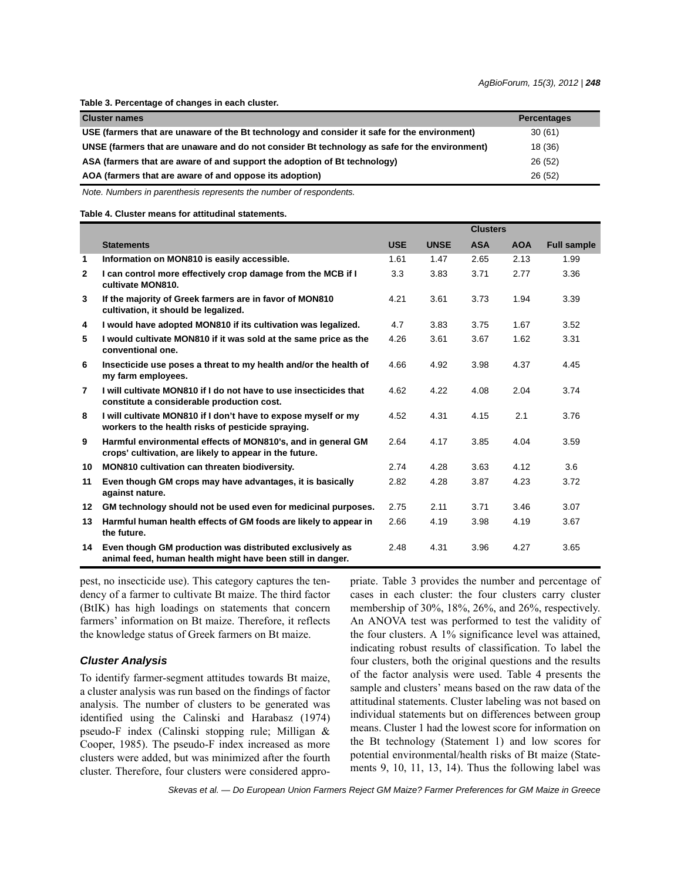**Table 3. Percentage of changes in each cluster.**

| Cluster names | Percentages |
|---|---|
| USE (farmers that are unaware of the Bt technology and consider it safe for the environment) | 30 (61) |
| UNSE (farmers that are unaware and do not consider Bt technology as safe for the environment) | 18 (36) |
| ASA (farmers that are aware of and support the adoption of Bt technology) | 26 (52) |
| AOA (farmers that are aware of and oppose its adoption) | 26 (52) |

*Note. Numbers in parenthesis represents the number of respondents.*

**Table 4. Cluster means for attitudinal statements.**

| | | Clusters | | | | |
|---|---|---|---|---|---|---|
| | Statements | USE | UNSE | ASA | AOA | Full sample |
| 1 | Information on MON810 is easily accessible. | 1.61 | 1.47 | 2.65 | 2.13 | 1.99 |
| 2 | I can control more effectively crop damage from the MCB if I cultivate MON810. | 3.3 | 3.83 | 3.71 | 2.77 | 3.36 |
| 3 | If the majority of Greek farmers are in favor of MON810 cultivation, it should be legalized. | 4.21 | 3.61 | 3.73 | 1.94 | 3.39 |
| 4 | I would have adopted MON810 if its cultivation was legalized. | 4.7 | 3.83 | 3.75 | 1.67 | 3.52 |
| 5 | I would cultivate MON810 if it was sold at the same price as the conventional one. | 4.26 | 3.61 | 3.67 | 1.62 | 3.31 |
| 6 | Insecticide use poses a threat to my health and/or the health of my farm employees. | 4.66 | 4.92 | 3.98 | 4.37 | 4.45 |
| 7 | I will cultivate MON810 if I do not have to use insecticides that constitute a considerable production cost. | 4.62 | 4.22 | 4.08 | 2.04 | 3.74 |
| 8 | I will cultivate MON810 if I don't have to expose myself or my workers to the health risks of pesticide spraying. | 4.52 | 4.31 | 4.15 | 2.1 | 3.76 |
| 9 | Harmful environmental effects of MON810's, and in general GM crops' cultivation, are likely to appear in the future. | 2.64 | 4.17 | 3.85 | 4.04 | 3.59 |
| 10 | MON810 cultivation can threaten biodiversity. | 2.74 | 4.28 | 3.63 | 4.12 | 3.6 |
| 11 | Even though GM crops may have advantages, it is basically against nature. | 2.82 | 4.28 | 3.87 | 4.23 | 3.72 |
| 12 | GM technology should not be used even for medicinal purposes. | 2.75 | 2.11 | 3.71 | 3.46 | 3.07 |
| 13 | Harmful human health effects of GM foods are likely to appear in the future. | 2.66 | 4.19 | 3.98 | 4.19 | 3.67 |
| 14 | Even though GM production was distributed exclusively as animal feed, human health might have been still in danger. | 2.48 | 4.31 | 3.96 | 4.27 | 3.65 |

pest, no insecticide use). This category captures the tendency of a farmer to cultivate Bt maize. The third factor (BtIK) has high loadings on statements that concern farmers' information on Bt maize. Therefore, it reflects the knowledge status of Greek farmers on Bt maize.

### Cluster Analysis

To identify farmer-segment attitudes towards Bt maize, a cluster analysis was run based on the findings of factor analysis. The number of clusters to be generated was identified using the Calinski and Harabasz (1974) pseudo-F index (Calinski stopping rule; Milligan & Cooper, 1985). The pseudo-F index increased as more clusters were added, but was minimized after the fourth cluster. Therefore, four clusters were considered appropriate. Table 3 provides the number and percentage of cases in each cluster: the four clusters carry cluster membership of 30%, 18%, 26%, and 26%, respectively. An ANOVA test was performed to test the validity of the four clusters. A 1% significance level was attained, indicating robust results of classification. To label the four clusters, both the original questions and the results of the factor analysis were used. Table 4 presents the sample and clusters' means based on the raw data of the attitudinal statements. Cluster labeling was not based on individual statements but on differences between group means. Cluster 1 had the lowest score for information on the Bt technology (Statement 1) and low scores for potential environmental/health risks of Bt maize (Statements 9, 10, 11, 13, 14). Thus the following label was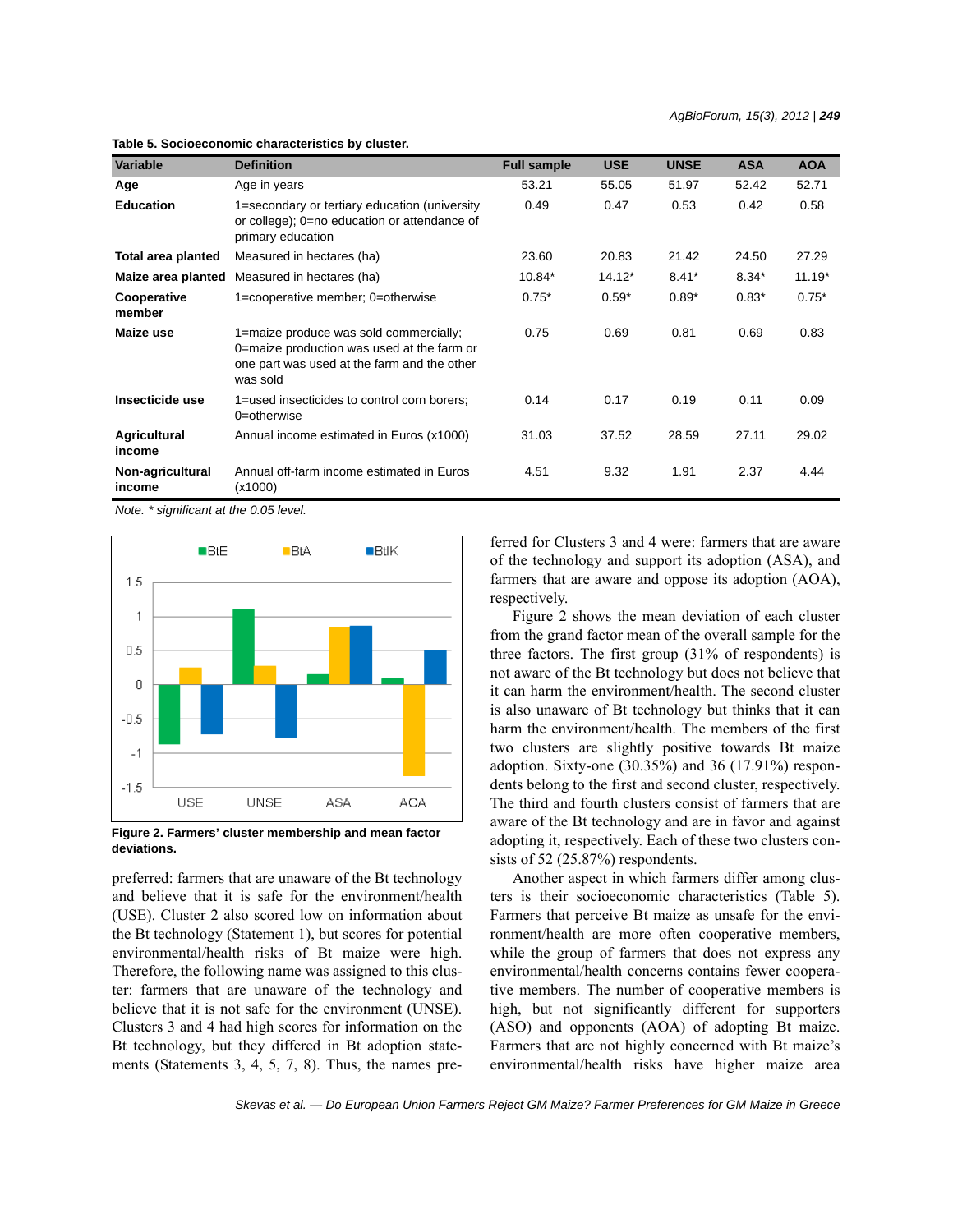**Table 5. Socioeconomic characteristics by cluster.**

| Variable | Definition | Full sample | USE | UNSE | ASA | AOA |
|---|---|---|---|---|---|---|
| **Age** | Age in years | 53.21 | 55.05 | 51.97 | 52.42 | 52.71 |
| **Education** | 1=secondary or tertiary education (university or college); 0=no education or attendance of primary education | 0.49 | 0.47 | 0.53 | 0.42 | 0.58 |
| **Total area planted** | Measured in hectares (ha) | 23.60 | 20.83 | 21.42 | 24.50 | 27.29 |
| **Maize area planted** | Measured in hectares (ha) | 10.84* | 14.12* | 8.41* | 8.34* | 11.19* |
| **Cooperative member** | 1=cooperative member; 0=otherwise | 0.75* | 0.59* | 0.89* | 0.83* | 0.75* |
| **Maize use** | 1=maize produce was sold commercially; 0=maize production was used at the farm or one part was used at the farm and the other was sold | 0.75 | 0.69 | 0.81 | 0.69 | 0.83 |
| **Insecticide use** | 1=used insecticides to control corn borers; 0=otherwise | 0.14 | 0.17 | 0.19 | 0.11 | 0.09 |
| **Agricultural income** | Annual income estimated in Euros (x1000) | 31.03 | 37.52 | 28.59 | 27.11 | 29.02 |
| **Non-agricultural income** | Annual off-farm income estimated in Euros (x1000) | 4.51 | 9.32 | 1.91 | 2.37 | 4.44 |

*Note. * significant at the 0.05 level.*

**Figure 2. Farmers' cluster membership and mean factor deviations.**

preferred: farmers that are unaware of the Bt technology and believe that it is safe for the environment/health (USE). Cluster 2 also scored low on information about the Bt technology (Statement 1), but scores for potential environmental/health risks of Bt maize were high. Therefore, the following name was assigned to this cluster: farmers that are unaware of the technology and believe that it is not safe for the environment (UNSE). Clusters 3 and 4 had high scores for information on the Bt technology, but they differed in Bt adoption statements (Statements 3, 4, 5, 7, 8). Thus, the names preferred for Clusters 3 and 4 were: farmers that are aware of the technology and support its adoption (ASA), and farmers that are aware and oppose its adoption (AOA), respectively.

Figure 2 shows the mean deviation of each cluster from the grand factor mean of the overall sample for the three factors. The first group (31% of respondents) is not aware of the Bt technology but does not believe that it can harm the environment/health. The second cluster is also unaware of Bt technology but thinks that it can harm the environment/health. The members of the first two clusters are slightly positive towards Bt maize adoption. Sixty-one (30.35%) and 36 (17.91%) respondents belong to the first and second cluster, respectively. The third and fourth clusters consist of farmers that are aware of the Bt technology and are in favor and against adopting it, respectively. Each of these two clusters consists of 52 (25.87%) respondents.

Another aspect in which farmers differ among clusters is their socioeconomic characteristics (Table 5). Farmers that perceive Bt maize as unsafe for the environment/health are more often cooperative members, while the group of farmers that does not express any environmental/health concerns contains fewer cooperative members. The number of cooperative members is high, but not significantly different for supporters (ASO) and opponents (AOA) of adopting Bt maize. Farmers that are not highly concerned with Bt maize's environmental/health risks have higher maize area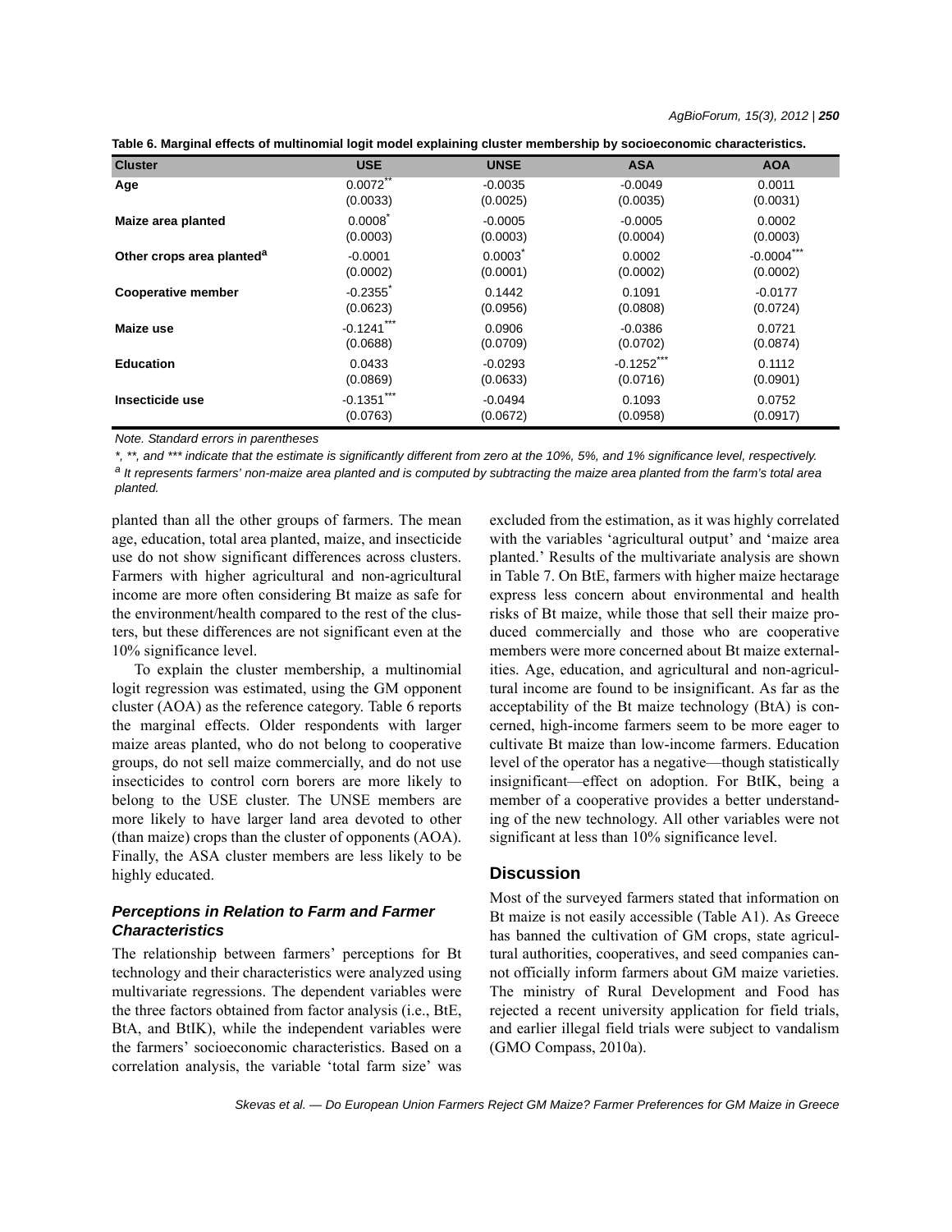**Table 6. Marginal effects of multinomial logit model explaining cluster membership by socioeconomic characteristics.**

| Cluster | USE | UNSE | ASA | AOA |
|---|---|---|---|---|
| **Age** | 0.0072** | -0.0035 | -0.0049 | 0.0011 |
| | (0.0033) | (0.0025) | (0.0035) | (0.0031) |
| **Maize area planted** | 0.0008* | -0.0005 | -0.0005 | 0.0002 |
| | (0.0003) | (0.0003) | (0.0004) | (0.0003) |
| **Other crops area planted[a]** | -0.0001 | 0.0003* | 0.0002 | -0.0004*** |
| | (0.0002) | (0.0001) | (0.0002) | (0.0002) |
| **Cooperative member** | -0.2355* | 0.1442 | 0.1091 | -0.0177 |
| | (0.0623) | (0.0956) | (0.0808) | (0.0724) |
| **Maize use** | -0.1241*** | 0.0906 | -0.0386 | 0.0721 |
| | (0.0688) | (0.0709) | (0.0702) | (0.0874) |
| **Education** | 0.0433 | -0.0293 | -0.1252*** | 0.1112 |
| | (0.0869) | (0.0633) | (0.0716) | (0.0901) |
| **Insecticide use** | -0.1351*** | -0.0494 | 0.1093 | 0.0752 |
| | (0.0763) | (0.0672) | (0.0958) | (0.0917) |

*Note. Standard errors in parentheses*

*\*, \*\*, and \*\*\* indicate that the estimate is significantly different from zero at the 10%, 5%, and 1% significance level, respectively.*

*[a] It represents farmers' non-maize area planted and is computed by subtracting the maize area planted from the farm's total area planted.*

planted than all the other groups of farmers. The mean age, education, total area planted, maize, and insecticide use do not show significant differences across clusters. Farmers with higher agricultural and non-agricultural income are more often considering Bt maize as safe for the environment/health compared to the rest of the clusters, but these differences are not significant even at the 10% significance level.

To explain the cluster membership, a multinomial logit regression was estimated, using the GM opponent cluster (AOA) as the reference category. Table 6 reports the marginal effects. Older respondents with larger maize areas planted, who do not belong to cooperative groups, do not sell maize commercially, and do not use insecticides to control corn borers are more likely to belong to the USE cluster. The UNSE members are more likely to have larger land area devoted to other (than maize) crops than the cluster of opponents (AOA). Finally, the ASA cluster members are less likely to be highly educated.

### *Perceptions in Relation to Farm and Farmer Characteristics*

The relationship between farmers' perceptions for Bt technology and their characteristics were analyzed using multivariate regressions. The dependent variables were the three factors obtained from factor analysis (i.e., BtE, BtA, and BtIK), while the independent variables were the farmers' socioeconomic characteristics. Based on a correlation analysis, the variable 'total farm size' was excluded from the estimation, as it was highly correlated with the variables 'agricultural output' and 'maize area planted.' Results of the multivariate analysis are shown in Table 7. On BtE, farmers with higher maize hectarage express less concern about environmental and health risks of Bt maize, while those that sell their maize produced commercially and those who are cooperative members were more concerned about Bt maize externalities. Age, education, and agricultural and non-agricultural income are found to be insignificant. As far as the acceptability of the Bt maize technology (BtA) is concerned, high-income farmers seem to be more eager to cultivate Bt maize than low-income farmers. Education level of the operator has a negative—though statistically insignificant—effect on adoption. For BtIK, being a member of a cooperative provides a better understanding of the new technology. All other variables were not significant at less than 10% significance level.

## Discussion

Most of the surveyed farmers stated that information on Bt maize is not easily accessible (Table A1). As Greece has banned the cultivation of GM crops, state agricultural authorities, cooperatives, and seed companies cannot officially inform farmers about GM maize varieties. The ministry of Rural Development and Food has rejected a recent university application for field trials, and earlier illegal field trials were subject to vandalism (GMO Compass, 2010a).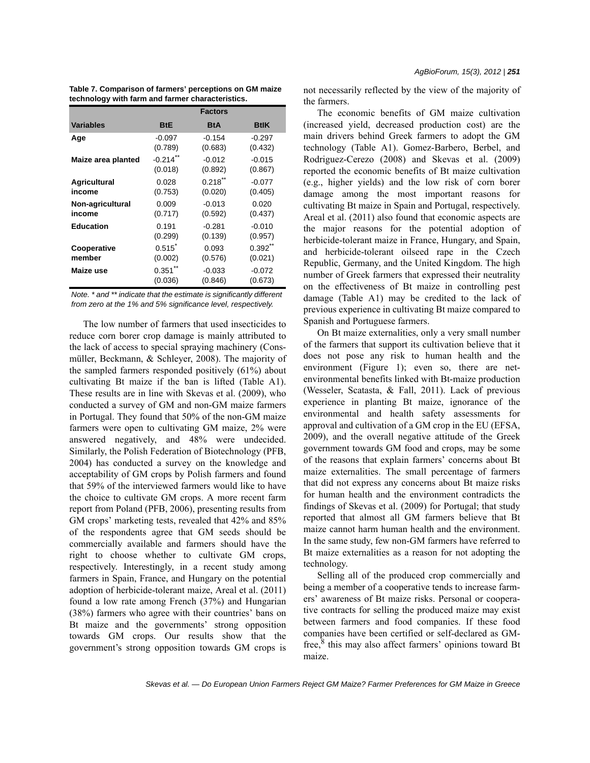**Table 7. Comparison of farmers' perceptions on GM maize technology with farm and farmer characteristics.**

| | Factors | | |
|---|---|---|---|
| **Variables** | **BtE** | **BtA** | **BtIK** |
| **Age** | -0.097<br>(0.789) | -0.154<br>(0.683) | -0.297<br>(0.432) |
| **Maize area planted** | -0.214\*\*<br>(0.018) | -0.012<br>(0.892) | -0.015<br>(0.867) |
| **Agricultural income** | 0.028<br>(0.753) | 0.218\*\*<br>(0.020) | -0.077<br>(0.405) |
| **Non-agricultural income** | 0.009<br>(0.717) | -0.013<br>(0.592) | 0.020<br>(0.437) |
| **Education** | 0.191<br>(0.299) | -0.281<br>(0.139) | -0.010<br>(0.957) |
| **Cooperative member** | 0.515\*<br>(0.002) | 0.093<br>(0.576) | 0.392\*\*<br>(0.021) |
| **Maize use** | 0.351\*\*<br>(0.036) | -0.033<br>(0.846) | -0.072<br>(0.673) |

*Note. * and ** indicate that the estimate is significantly different from zero at the 1% and 5% significance level, respectively.*

The low number of farmers that used insecticides to reduce corn borer crop damage is mainly attributed to the lack of access to special spraying machinery (Consmüller, Beckmann, & Schleyer, 2008). The majority of the sampled farmers responded positively (61%) about cultivating Bt maize if the ban is lifted (Table A1). These results are in line with Skevas et al. (2009), who conducted a survey of GM and non-GM maize farmers in Portugal. They found that 50% of the non-GM maize farmers were open to cultivating GM maize, 2% were answered negatively, and 48% were undecided. Similarly, the Polish Federation of Biotechnology (PFB, 2004) has conducted a survey on the knowledge and acceptability of GM crops by Polish farmers and found that 59% of the interviewed farmers would like to have the choice to cultivate GM crops. A more recent farm report from Poland (PFB, 2006), presenting results from GM crops' marketing tests, revealed that 42% and 85% of the respondents agree that GM seeds should be commercially available and farmers should have the right to choose whether to cultivate GM crops, respectively. Interestingly, in a recent study among farmers in Spain, France, and Hungary on the potential adoption of herbicide-tolerant maize, Areal et al. (2011) found a low rate among French (37%) and Hungarian (38%) farmers who agree with their countries' bans on Bt maize and the governments' strong opposition towards GM crops. Our results show that the government's strong opposition towards GM crops is not necessarily reflected by the view of the majority of the farmers.

The economic benefits of GM maize cultivation (increased yield, decreased production cost) are the main drivers behind Greek farmers to adopt the GM technology (Table A1). Gomez-Barbero, Berbel, and Rodriguez-Cerezo (2008) and Skevas et al. (2009) reported the economic benefits of Bt maize cultivation (e.g., higher yields) and the low risk of corn borer damage among the most important reasons for cultivating Bt maize in Spain and Portugal, respectively. Areal et al. (2011) also found that economic aspects are the major reasons for the potential adoption of herbicide-tolerant maize in France, Hungary, and Spain, and herbicide-tolerant oilseed rape in the Czech Republic, Germany, and the United Kingdom. The high number of Greek farmers that expressed their neutrality on the effectiveness of Bt maize in controlling pest damage (Table A1) may be credited to the lack of previous experience in cultivating Bt maize compared to Spanish and Portuguese farmers.

On Bt maize externalities, only a very small number of the farmers that support its cultivation believe that it does not pose any risk to human health and the environment (Figure 1); even so, there are net-environmental benefits linked with Bt-maize production (Wesseler, Scatasta, & Fall, 2011). Lack of previous experience in planting Bt maize, ignorance of the environmental and health safety assessments for approval and cultivation of a GM crop in the EU (EFSA, 2009), and the overall negative attitude of the Greek government towards GM food and crops, may be some of the reasons that explain farmers' concerns about Bt maize externalities. The small percentage of farmers that did not express any concerns about Bt maize risks for human health and the environment contradicts the findings of Skevas et al. (2009) for Portugal; that study reported that almost all GM farmers believe that Bt maize cannot harm human health and the environment. In the same study, few non-GM farmers have referred to Bt maize externalities as a reason for not adopting the technology.

Selling all of the produced crop commercially and being a member of a cooperative tends to increase farmers' awareness of Bt maize risks. Personal or cooperative contracts for selling the produced maize may exist between farmers and food companies. If these food companies have been certified or self-declared as GM-free,[8] this may also affect farmers' opinions toward Bt maize.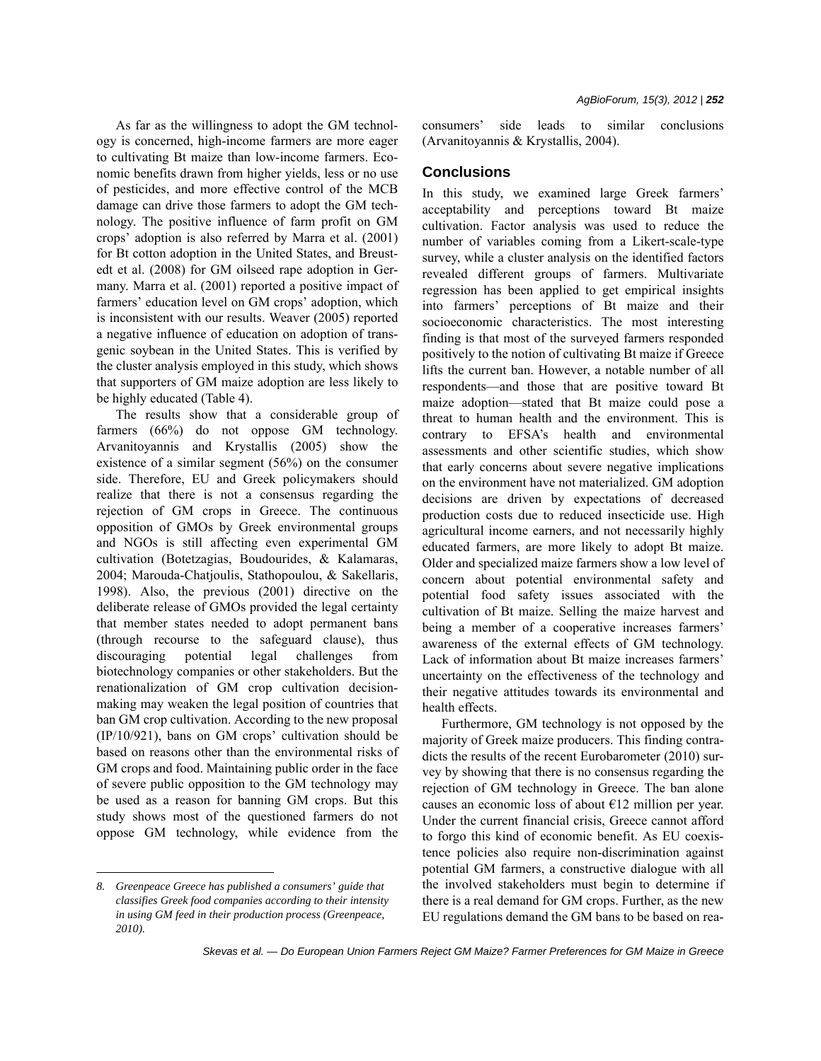As far as the willingness to adopt the GM technology is concerned, high-income farmers are more eager to cultivating Bt maize than low-income farmers. Economic benefits drawn from higher yields, less or no use of pesticides, and more effective control of the MCB damage can drive those farmers to adopt the GM technology. The positive influence of farm profit on GM crops' adoption is also referred by Marra et al. (2001) for Bt cotton adoption in the United States, and Breustedt et al. (2008) for GM oilseed rape adoption in Germany. Marra et al. (2001) reported a positive impact of farmers' education level on GM crops' adoption, which is inconsistent with our results. Weaver (2005) reported a negative influence of education on adoption of transgenic soybean in the United States. This is verified by the cluster analysis employed in this study, which shows that supporters of GM maize adoption are less likely to be highly educated (Table 4).

The results show that a considerable group of farmers (66%) do not oppose GM technology. Arvanitoyannis and Krystallis (2005) show the existence of a similar segment (56%) on the consumer side. Therefore, EU and Greek policymakers should realize that there is not a consensus regarding the rejection of GM crops in Greece. The continuous opposition of GMOs by Greek environmental groups and NGOs is still affecting even experimental GM cultivation (Botetzagias, Boudourides, & Kalamaras, 2004; Marouda-Chatjoulis, Stathopoulou, & Sakellaris, 1998). Also, the previous (2001) directive on the deliberate release of GMOs provided the legal certainty that member states needed to adopt permanent bans (through recourse to the safeguard clause), thus discouraging potential legal challenges from biotechnology companies or other stakeholders. But the renationalization of GM crop cultivation decision-making may weaken the legal position of countries that ban GM crop cultivation. According to the new proposal (IP/10/921), bans on GM crops' cultivation should be based on reasons other than the environmental risks of GM crops and food. Maintaining public order in the face of severe public opposition to the GM technology may be used as a reason for banning GM crops. But this study shows most of the questioned farmers do not oppose GM technology, while evidence from the consumers' side leads to similar conclusions (Arvanitoyannis & Krystallis, 2004).

## Conclusions

In this study, we examined large Greek farmers' acceptability and perceptions toward Bt maize cultivation. Factor analysis was used to reduce the number of variables coming from a Likert-scale-type survey, while a cluster analysis on the identified factors revealed different groups of farmers. Multivariate regression has been applied to get empirical insights into farmers' perceptions of Bt maize and their socioeconomic characteristics. The most interesting finding is that most of the surveyed farmers responded positively to the notion of cultivating Bt maize if Greece lifts the current ban. However, a notable number of all respondents—and those that are positive toward Bt maize adoption—stated that Bt maize could pose a threat to human health and the environment. This is contrary to EFSA's health and environmental assessments and other scientific studies, which show that early concerns about severe negative implications on the environment have not materialized. GM adoption decisions are driven by expectations of decreased production costs due to reduced insecticide use. High agricultural income earners, and not necessarily highly educated farmers, are more likely to adopt Bt maize. Older and specialized maize farmers show a low level of concern about potential environmental safety and potential food safety issues associated with the cultivation of Bt maize. Selling the maize harvest and being a member of a cooperative increases farmers' awareness of the external effects of GM technology. Lack of information about Bt maize increases farmers' uncertainty on the effectiveness of the technology and their negative attitudes towards its environmental and health effects.

Furthermore, GM technology is not opposed by the majority of Greek maize producers. This finding contradicts the results of the recent Eurobarometer (2010) survey by showing that there is no consensus regarding the rejection of GM technology in Greece. The ban alone causes an economic loss of about €12 million per year. Under the current financial crisis, Greece cannot afford to forgo this kind of economic benefit. As EU coexistence policies also require non-discrimination against potential GM farmers, a constructive dialogue with all the involved stakeholders must begin to determine if there is a real demand for GM crops. Further, as the new EU regulations demand the GM bans to be based on rea-

*8. Greenpeace Greece has published a consumers' guide that classifies Greek food companies according to their intensity in using GM feed in their production process (Greenpeace, 2010).*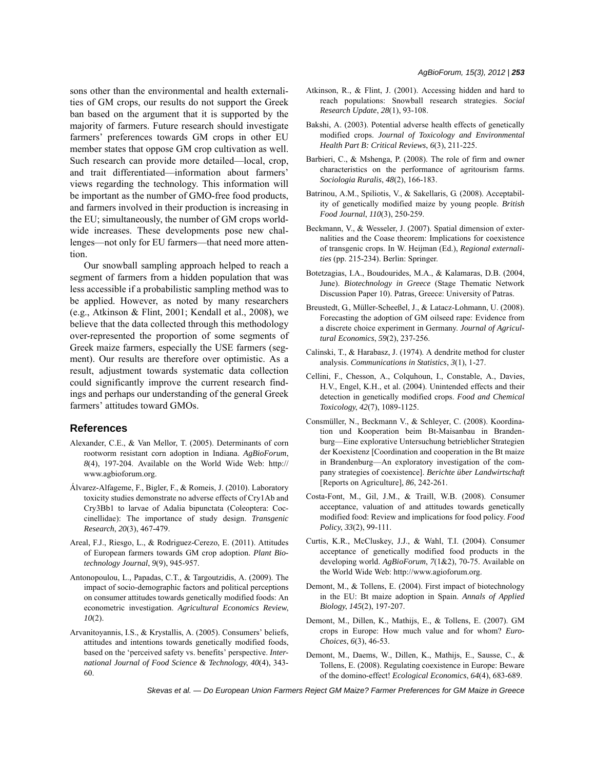sons other than the environmental and health externalities of GM crops, our results do not support the Greek ban based on the argument that it is supported by the majority of farmers. Future research should investigate farmers' preferences towards GM crops in other EU member states that oppose GM crop cultivation as well. Such research can provide more detailed—local, crop, and trait differentiated—information about farmers' views regarding the technology. This information will be important as the number of GMO-free food products, and farmers involved in their production is increasing in the EU; simultaneously, the number of GM crops worldwide increases. These developments pose new challenges—not only for EU farmers—that need more attention.

Our snowball sampling approach helped to reach a segment of farmers from a hidden population that was less accessible if a probabilistic sampling method was to be applied. However, as noted by many researchers (e.g., Atkinson & Flint, 2001; Kendall et al., 2008), we believe that the data collected through this methodology over-represented the proportion of some segments of Greek maize farmers, especially the USE farmers (segment). Our results are therefore over optimistic. As a result, adjustment towards systematic data collection could significantly improve the current research findings and perhaps our understanding of the general Greek farmers' attitudes toward GMOs.

## References

Alexander, C.E., & Van Mellor, T. (2005). Determinants of corn rootworm resistant corn adoption in Indiana. *AgBioForum*, *8*(4), 197-204. Available on the World Wide Web: http://www.agbioforum.org.

Álvarez-Alfageme, F., Bigler, F., & Romeis, J. (2010). Laboratory toxicity studies demonstrate no adverse effects of Cry1Ab and Cry3Bb1 to larvae of Adalia bipunctata (Coleoptera: Coccinellidae): The importance of study design. *Transgenic Research*, *20*(3), 467-479.

Areal, F.J., Riesgo, L., & Rodriguez-Cerezo, E. (2011). Attitudes of European farmers towards GM crop adoption. *Plant Biotechnology Journal*, *9*(9), 945-957.

Antonopoulou, L., Papadas, C.T., & Targoutzidis, A. (2009). The impact of socio-demographic factors and political perceptions on consumer attitudes towards genetically modified foods: An econometric investigation. *Agricultural Economics Review*, *10*(2).

Arvanitoyannis, I.S., & Krystallis, A. (2005). Consumers' beliefs, attitudes and intentions towards genetically modified foods, based on the 'perceived safety vs. benefits' perspective. *International Journal of Food Science & Technology*, *40*(4), 343-60.

Atkinson, R., & Flint, J. (2001). Accessing hidden and hard to reach populations: Snowball research strategies. *Social Research Update*, *28*(1), 93-108.

Bakshi, A. (2003). Potential adverse health effects of genetically modified crops. *Journal of Toxicology and Environmental Health Part B: Critical Reviews*, *6*(3), 211-225.

Barbieri, C., & Mshenga, P. (2008). The role of firm and owner characteristics on the performance of agritourism farms. *Sociologia Ruralis*, *48*(2), 166-183.

Batrinou, A.M., Spiliotis, V., & Sakellaris, G. (2008). Acceptability of genetically modified maize by young people. *British Food Journal*, *110*(3), 250-259.

Beckmann, V., & Wesseler, J. (2007). Spatial dimension of externalities and the Coase theorem: Implications for coexistence of transgenic crops. In W. Heijman (Ed.), *Regional externalities* (pp. 215-234). Berlin: Springer.

Botetzagias, I.A., Boudourides, M.A., & Kalamaras, D.B. (2004, June). *Biotechnology in Greece* (Stage Thematic Network Discussion Paper 10). Patras, Greece: University of Patras.

Breustedt, G., Müller-Scheeßel, J., & Latacz-Lohmann, U. (2008). Forecasting the adoption of GM oilseed rape: Evidence from a discrete choice experiment in Germany. *Journal of Agricultural Economics*, *59*(2), 237-256.

Calinski, T., & Harabasz, J. (1974). A dendrite method for cluster analysis. *Communications in Statistics*, *3*(1), 1-27.

Cellini, F., Chesson, A., Colquhoun, I., Constable, A., Davies, H.V., Engel, K.H., et al. (2004). Unintended effects and their detection in genetically modified crops. *Food and Chemical Toxicology*, *42*(7), 1089-1125.

Consmüller, N., Beckmann V., & Schleyer, C. (2008). Koordination und Kooperation beim Bt-Maisanbau in Brandenburg—Eine explorative Untersuchung betrieblicher Strategien der Koexistenz [Coordination and cooperation in the Bt maize in Brandenburg—An exploratory investigation of the company strategies of coexistence]. *Berichte über Landwirtschaft* [Reports on Agriculture], *86*, 242-261.

Costa-Font, M., Gil, J.M., & Traill, W.B. (2008). Consumer acceptance, valuation of and attitudes towards genetically modified food: Review and implications for food policy. *Food Policy*, *33*(2), 99-111.

Curtis, K.R., McCluskey, J.J., & Wahl, T.I. (2004). Consumer acceptance of genetically modified food products in the developing world. *AgBioForum*, *7*(1&2), 70-75. Available on the World Wide Web: http://www.agioforum.org.

Demont, M., & Tollens, E. (2004). First impact of biotechnology in the EU: Bt maize adoption in Spain. *Annals of Applied Biology*, *145*(2), 197-207.

Demont, M., Dillen, K., Mathijs, E., & Tollens, E. (2007). GM crops in Europe: How much value and for whom? *EuroChoices*, *6*(3), 46-53.

Demont, M., Daems, W., Dillen, K., Mathijs, E., Sausse, C., & Tollens, E. (2008). Regulating coexistence in Europe: Beware of the domino-effect! *Ecological Economics*, *64*(4), 683-689.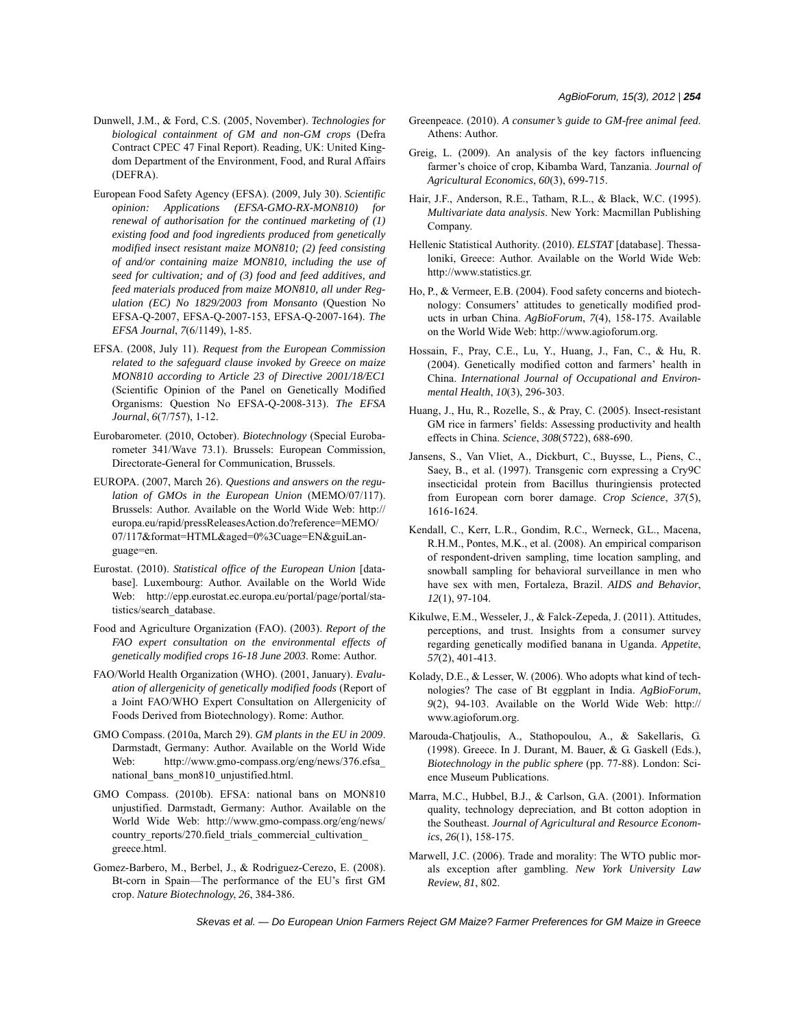Dunwell, J.M., & Ford, C.S. (2005, November). *Technologies for biological containment of GM and non-GM crops* (Defra Contract CPEC 47 Final Report). Reading, UK: United Kingdom Department of the Environment, Food, and Rural Affairs (DEFRA).

European Food Safety Agency (EFSA). (2009, July 30). *Scientific opinion: Applications (EFSA-GMO-RX-MON810) for renewal of authorisation for the continued marketing of (1) existing food and food ingredients produced from genetically modified insect resistant maize MON810; (2) feed consisting of and/or containing maize MON810, including the use of seed for cultivation; and of (3) food and feed additives, and feed materials produced from maize MON810, all under Regulation (EC) No 1829/2003 from Monsanto* (Question No EFSA-Q-2007, EFSA-Q-2007-153, EFSA-Q-2007-164). *The EFSA Journal*, *7*(6/1149), 1-85.

EFSA. (2008, July 11). *Request from the European Commission related to the safeguard clause invoked by Greece on maize MON810 according to Article 23 of Directive 2001/18/EC1* (Scientific Opinion of the Panel on Genetically Modified Organisms: Question No EFSA-Q-2008-313). *The EFSA Journal*, *6*(7/757), 1-12.

Eurobarometer. (2010, October). *Biotechnology* (Special Eurobarometer 341/Wave 73.1). Brussels: European Commission, Directorate-General for Communication, Brussels.

EUROPA. (2007, March 26). *Questions and answers on the regulation of GMOs in the European Union* (MEMO/07/117). Brussels: Author. Available on the World Wide Web: http://europa.eu/rapid/pressReleasesAction.do?reference=MEMO/07/117&format=HTML&aged=0%3Cuage=EN&guiLanguage=en.

Eurostat. (2010). *Statistical office of the European Union* [database]. Luxembourg: Author. Available on the World Wide Web: http://epp.eurostat.ec.europa.eu/portal/page/portal/statistics/search_database.

Food and Agriculture Organization (FAO). (2003). *Report of the FAO expert consultation on the environmental effects of genetically modified crops 16-18 June 2003*. Rome: Author.

FAO/World Health Organization (WHO). (2001, January). *Evaluation of allergenicity of genetically modified foods* (Report of a Joint FAO/WHO Expert Consultation on Allergenicity of Foods Derived from Biotechnology). Rome: Author.

GMO Compass. (2010a, March 29). *GM plants in the EU in 2009*. Darmstadt, Germany: Author. Available on the World Wide Web: http://www.gmo-compass.org/eng/news/376.efsa_national_bans_mon810_unjustified.html.

GMO Compass. (2010b). EFSA: national bans on MON810 unjustified. Darmstadt, Germany: Author. Available on the World Wide Web: http://www.gmo-compass.org/eng/news/country_reports/270.field_trials_commercial_cultivation_greece.html.

Gomez-Barbero, M., Berbel, J., & Rodriguez-Cerezo, E. (2008). Bt-corn in Spain—The performance of the EU's first GM crop. *Nature Biotechnology*, *26*, 384-386.

Greenpeace. (2010). *A consumer's guide to GM-free animal feed*. Athens: Author.

Greig, L. (2009). An analysis of the key factors influencing farmer's choice of crop, Kibamba Ward, Tanzania. *Journal of Agricultural Economics*, *60*(3), 699-715.

Hair, J.F., Anderson, R.E., Tatham, R.L., & Black, W.C. (1995). *Multivariate data analysis*. New York: Macmillan Publishing Company.

Hellenic Statistical Authority. (2010). *ELSTAT* [database]. Thessaloniki, Greece: Author. Available on the World Wide Web: http://www.statistics.gr.

Ho, P., & Vermeer, E.B. (2004). Food safety concerns and biotechnology: Consumers' attitudes to genetically modified products in urban China. *AgBioForum*, *7*(4), 158-175. Available on the World Wide Web: http://www.agioforum.org.

Hossain, F., Pray, C.E., Lu, Y., Huang, J., Fan, C., & Hu, R. (2004). Genetically modified cotton and farmers' health in China. *International Journal of Occupational and Environmental Health*, *10*(3), 296-303.

Huang, J., Hu, R., Rozelle, S., & Pray, C. (2005). Insect-resistant GM rice in farmers' fields: Assessing productivity and health effects in China. *Science*, *308*(5722), 688-690.

Jansens, S., Van Vliet, A., Dickburt, C., Buysse, L., Piens, C., Saey, B., et al. (1997). Transgenic corn expressing a Cry9C insecticidal protein from Bacillus thuringiensis protected from European corn borer damage. *Crop Science*, *37*(5), 1616-1624.

Kendall, C., Kerr, L.R., Gondim, R.C., Werneck, G.L., Macena, R.H.M., Pontes, M.K., et al. (2008). An empirical comparison of respondent-driven sampling, time location sampling, and snowball sampling for behavioral surveillance in men who have sex with men, Fortaleza, Brazil. *AIDS and Behavior*, *12*(1), 97-104.

Kikulwe, E.M., Wesseler, J., & Falck-Zepeda, J. (2011). Attitudes, perceptions, and trust. Insights from a consumer survey regarding genetically modified banana in Uganda. *Appetite*, *57*(2), 401-413.

Kolady, D.E., & Lesser, W. (2006). Who adopts what kind of technologies? The case of Bt eggplant in India. *AgBioForum*, *9*(2), 94-103. Available on the World Wide Web: http://www.agioforum.org.

Marouda-Chatjoulis, A., Stathopoulou, A., & Sakellaris, G. (1998). Greece. In J. Durant, M. Bauer, & G. Gaskell (Eds.), *Biotechnology in the public sphere* (pp. 77-88). London: Science Museum Publications.

Marra, M.C., Hubbel, B.J., & Carlson, G.A. (2001). Information quality, technology depreciation, and Bt cotton adoption in the Southeast. *Journal of Agricultural and Resource Economics*, *26*(1), 158-175.

Marwell, J.C. (2006). Trade and morality: The WTO public morals exception after gambling. *New York University Law Review*, *81*, 802.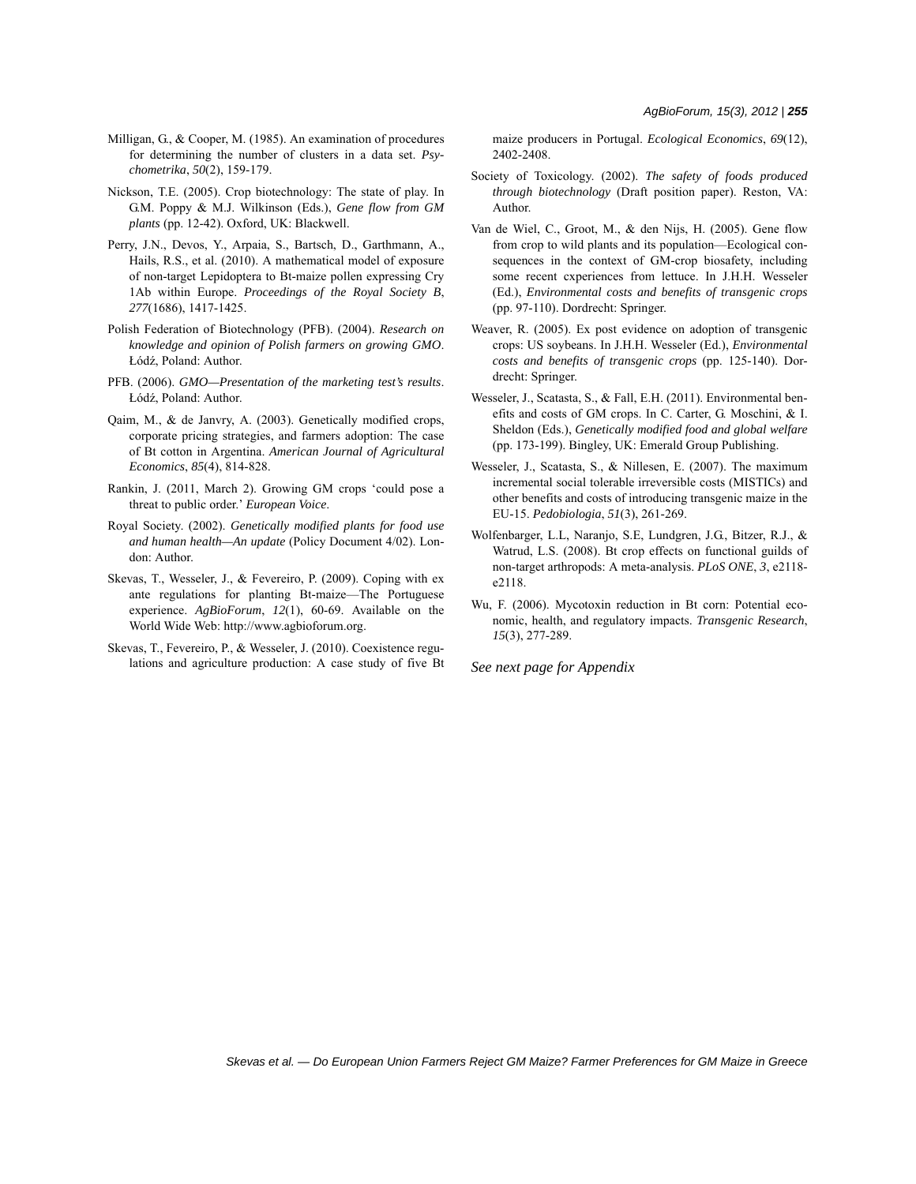Milligan, G., & Cooper, M. (1985). An examination of procedures for determining the number of clusters in a data set. *Psychometrika*, *50*(2), 159-179.

Nickson, T.E. (2005). Crop biotechnology: The state of play. In G.M. Poppy & M.J. Wilkinson (Eds.), *Gene flow from GM plants* (pp. 12-42). Oxford, UK: Blackwell.

Perry, J.N., Devos, Y., Arpaia, S., Bartsch, D., Garthmann, A., Hails, R.S., et al. (2010). A mathematical model of exposure of non-target Lepidoptera to Bt-maize pollen expressing Cry 1Ab within Europe. *Proceedings of the Royal Society B*, *277*(1686), 1417-1425.

Polish Federation of Biotechnology (PFB). (2004). *Research on knowledge and opinion of Polish farmers on growing GMO*. Łódź, Poland: Author.

PFB. (2006). *GMO—Presentation of the marketing test's results*. Łódź, Poland: Author.

Qaim, M., & de Janvry, A. (2003). Genetically modified crops, corporate pricing strategies, and farmers adoption: The case of Bt cotton in Argentina. *American Journal of Agricultural Economics*, *85*(4), 814-828.

Rankin, J. (2011, March 2). Growing GM crops 'could pose a threat to public order.' *European Voice*.

Royal Society. (2002). *Genetically modified plants for food use and human health—An update* (Policy Document 4/02). London: Author.

Skevas, T., Wesseler, J., & Fevereiro, P. (2009). Coping with ex ante regulations for planting Bt-maize—The Portuguese experience. *AgBioForum*, *12*(1), 60-69. Available on the World Wide Web: http://www.agbioforum.org.

Skevas, T., Fevereiro, P., & Wesseler, J. (2010). Coexistence regulations and agriculture production: A case study of five Bt maize producers in Portugal. *Ecological Economics*, *69*(12), 2402-2408.

Society of Toxicology. (2002). *The safety of foods produced through biotechnology* (Draft position paper). Reston, VA: Author.

Van de Wiel, C., Groot, M., & den Nijs, H. (2005). Gene flow from crop to wild plants and its population—Ecological consequences in the context of GM-crop biosafety, including some recent cxperiences from lettuce. In J.H.H. Wesseler (Ed.), *Environmental costs and benefits of transgenic crops* (pp. 97-110). Dordrecht: Springer.

Weaver, R. (2005). Ex post evidence on adoption of transgenic crops: US soybeans. In J.H.H. Wesseler (Ed.), *Environmental costs and benefits of transgenic crops* (pp. 125-140). Dordrecht: Springer.

Wesseler, J., Scatasta, S., & Fall, E.H. (2011). Environmental benefits and costs of GM crops. In C. Carter, G. Moschini, & I. Sheldon (Eds.), *Genetically modified food and global welfare* (pp. 173-199). Bingley, UK: Emerald Group Publishing.

Wesseler, J., Scatasta, S., & Nillesen, E. (2007). The maximum incremental social tolerable irreversible costs (MISTICs) and other benefits and costs of introducing transgenic maize in the EU-15. *Pedobiologia*, *51*(3), 261-269.

Wolfenbarger, L.L, Naranjo, S.E, Lundgren, J.G., Bitzer, R.J., & Watrud, L.S. (2008). Bt crop effects on functional guilds of non-target arthropods: A meta-analysis. *PLoS ONE*, *3*, e2118-e2118.

Wu, F. (2006). Mycotoxin reduction in Bt corn: Potential economic, health, and regulatory impacts. *Transgenic Research*, *15*(3), 277-289.

*See next page for Appendix*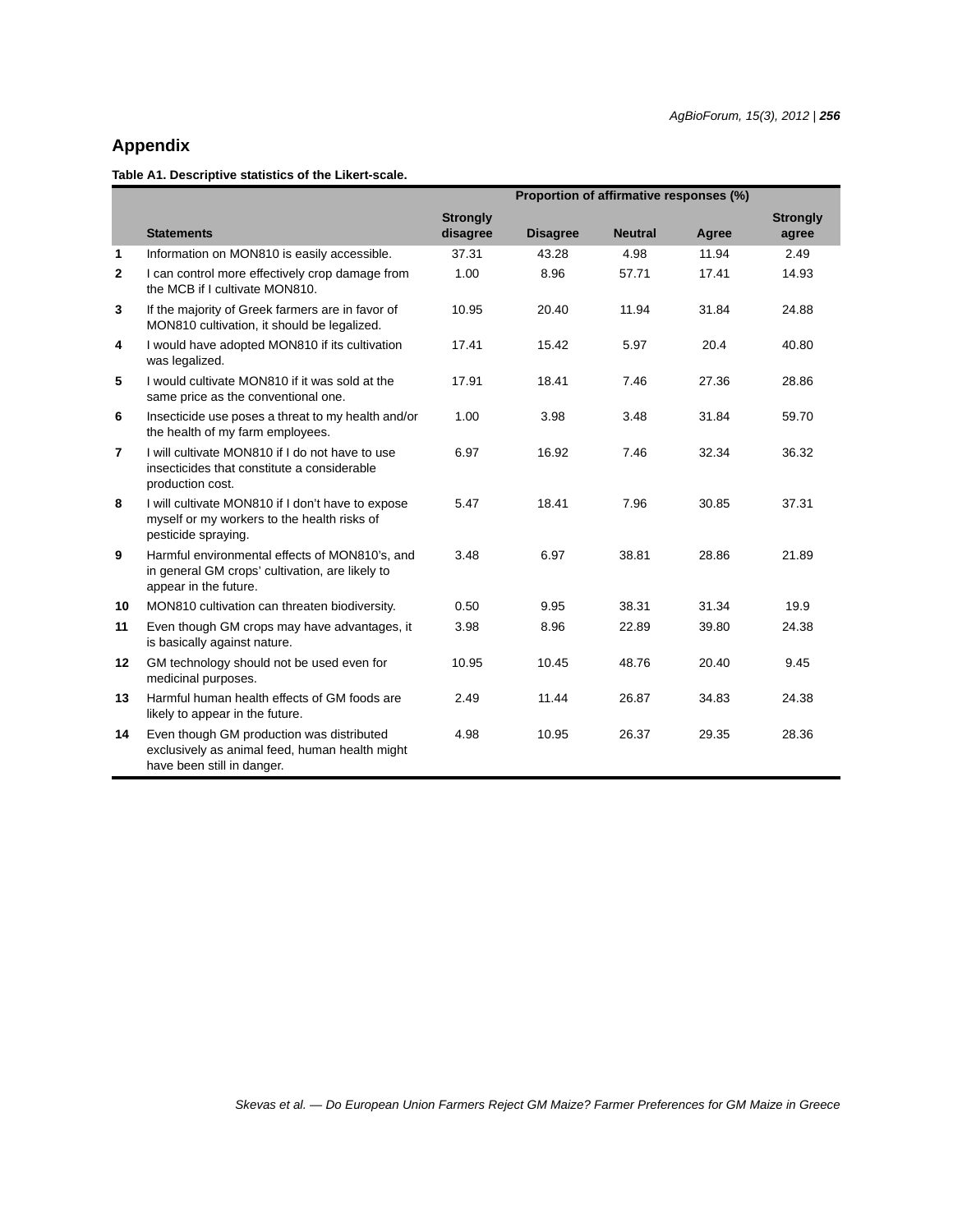## Appendix

**Table A1. Descriptive statistics of the Likert-scale.**

| | | Proportion of affirmative responses (%) | | | | |
|---|---|---|---|---|---|---|
| | **Statements** | **Strongly disagree** | **Disagree** | **Neutral** | **Agree** | **Strongly agree** |
| **1** | Information on MON810 is easily accessible. | 37.31 | 43.28 | 4.98 | 11.94 | 2.49 |
| **2** | I can control more effectively crop damage from the MCB if I cultivate MON810. | 1.00 | 8.96 | 57.71 | 17.41 | 14.93 |
| **3** | If the majority of Greek farmers are in favor of MON810 cultivation, it should be legalized. | 10.95 | 20.40 | 11.94 | 31.84 | 24.88 |
| **4** | I would have adopted MON810 if its cultivation was legalized. | 17.41 | 15.42 | 5.97 | 20.4 | 40.80 |
| **5** | I would cultivate MON810 if it was sold at the same price as the conventional one. | 17.91 | 18.41 | 7.46 | 27.36 | 28.86 |
| **6** | Insecticide use poses a threat to my health and/or the health of my farm employees. | 1.00 | 3.98 | 3.48 | 31.84 | 59.70 |
| **7** | I will cultivate MON810 if I do not have to use insecticides that constitute a considerable production cost. | 6.97 | 16.92 | 7.46 | 32.34 | 36.32 |
| **8** | I will cultivate MON810 if I don't have to expose myself or my workers to the health risks of pesticide spraying. | 5.47 | 18.41 | 7.96 | 30.85 | 37.31 |
| **9** | Harmful environmental effects of MON810's, and in general GM crops' cultivation, are likely to appear in the future. | 3.48 | 6.97 | 38.81 | 28.86 | 21.89 |
| **10** | MON810 cultivation can threaten biodiversity. | 0.50 | 9.95 | 38.31 | 31.34 | 19.9 |
| **11** | Even though GM crops may have advantages, it is basically against nature. | 3.98 | 8.96 | 22.89 | 39.80 | 24.38 |
| **12** | GM technology should not be used even for medicinal purposes. | 10.95 | 10.45 | 48.76 | 20.40 | 9.45 |
| **13** | Harmful human health effects of GM foods are likely to appear in the future. | 2.49 | 11.44 | 26.87 | 34.83 | 24.38 |
| **14** | Even though GM production was distributed exclusively as animal feed, human health might have been still in danger. | 4.98 | 10.95 | 26.37 | 29.35 | 28.36 |